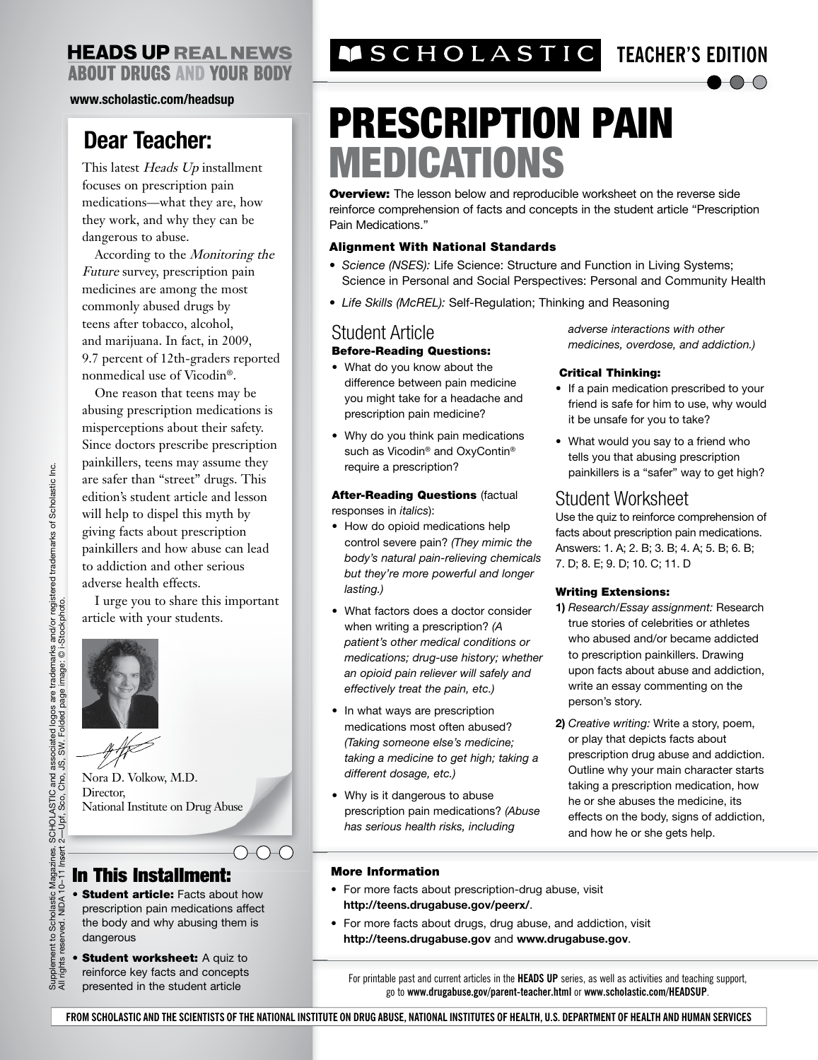**HEADS UP REAL NEWS ABOUT DRUGS AND YOUR BODY**

www.scholastic.com/headsup

## Dear Teacher:

This latest *Heads Up* installment focuses on prescription pain medications—what they are, how they work, and why they can be dangerous to abuse.

According to the *Monitoring the Future* survey, prescription pain medicines are among the most commonly abused drugs by teens after tobacco, alcohol, and marijuana. In fact, in 2009, 9.7 percent of 12th-graders reported nonmedical use of Vicodin®.

One reason that teens may be abusing prescription medications is misperceptions about their safety. Since doctors prescribe prescription painkillers, teens may assume they are safer than "street" drugs. This edition's student article and lesson will help to dispel this myth by giving facts about prescription painkillers and how abuse can lead to addiction and other serious adverse health effects.

I urge you to share this important article with your students.

Nora D. Volkow, M.D.
Director,
National Institute on Drug Abuse

## In This Installment:

- **Student article:** Facts about how prescription pain medications affect the body and why abusing them is dangerous
- **Student worksheet:** A quiz to reinforce key facts and concepts presented in the student article

Supplement to Scholastic Magazines. SCHOLASTIC and associated logos are trademarks and/or registered trademarks of Scholastic Inc. All rights reserved. NIDA 10–11 Insert 2—Upf, Sco, Cho, JS, SW. Folded page image: © i-Stockphoto.

SCHOLASTIC TEACHER'S EDITION

# PRESCRIPTION PAIN MEDICATIONS

**Overview:** The lesson below and reproducible worksheet on the reverse side reinforce comprehension of facts and concepts in the student article "Prescription Pain Medications."

### Alignment With National Standards

- *Science (NSES):* Life Science: Structure and Function in Living Systems; Science in Personal and Social Perspectives: Personal and Community Health
- *Life Skills (McREL):* Self-Regulation; Thinking and Reasoning

## Student Article

### Before-Reading Questions:

- What do you know about the difference between pain medicine you might take for a headache and prescription pain medicine?
- Why do you think pain medications such as Vicodin® and OxyContin® require a prescription?

### After-Reading Questions (factual responses in *italics*):

- How do opioid medications help control severe pain? *(They mimic the body's natural pain-relieving chemicals but they're more powerful and longer lasting.)*
- What factors does a doctor consider when writing a prescription? *(A patient's other medical conditions or medications; drug-use history; whether an opioid pain reliever will safely and effectively treat the pain, etc.)*
- In what ways are prescription medications most often abused? *(Taking someone else's medicine; taking a medicine to get high; taking a different dosage, etc.)*
- Why is it dangerous to abuse prescription pain medications? *(Abuse has serious health risks, including adverse interactions with other medicines, overdose, and addiction.)*

### Critical Thinking:

- If a pain medication prescribed to your friend is safe for him to use, why would it be unsafe for you to take?
- What would you say to a friend who tells you that abusing prescription painkillers is a "safer" way to get high?

## Student Worksheet

Use the quiz to reinforce comprehension of facts about prescription pain medications. Answers: 1. A; 2. B; 3. B; 4. A; 5. B; 6. B; 7. D; 8. E; 9. D; 10. C; 11. D

### Writing Extensions:

1) *Research/Essay assignment:* Research true stories of celebrities or athletes who abused and/or became addicted to prescription painkillers. Drawing upon facts about abuse and addiction, write an essay commenting on the person's story.

2) *Creative writing:* Write a story, poem, or play that depicts facts about prescription drug abuse and addiction. Outline why your main character starts taking a prescription medication, how he or she abuses the medicine, its effects on the body, signs of addiction, and how he or she gets help.

### More Information

- For more facts about prescription-drug abuse, visit **http://teens.drugabuse.gov/peerx/**.
- For more facts about drugs, drug abuse, and addiction, visit **http://teens.drugabuse.gov** and **www.drugabuse.gov**.

For printable past and current articles in the **HEADS UP** series, as well as activities and teaching support, go to **www.drugabuse.gov/parent-teacher.html** or **www.scholastic.com/HEADSUP**.

FROM SCHOLASTIC AND THE SCIENTISTS OF THE NATIONAL INSTITUTE ON DRUG ABUSE, NATIONAL INSTITUTES OF HEALTH, U.S. DEPARTMENT OF HEALTH AND HUMAN SERVICES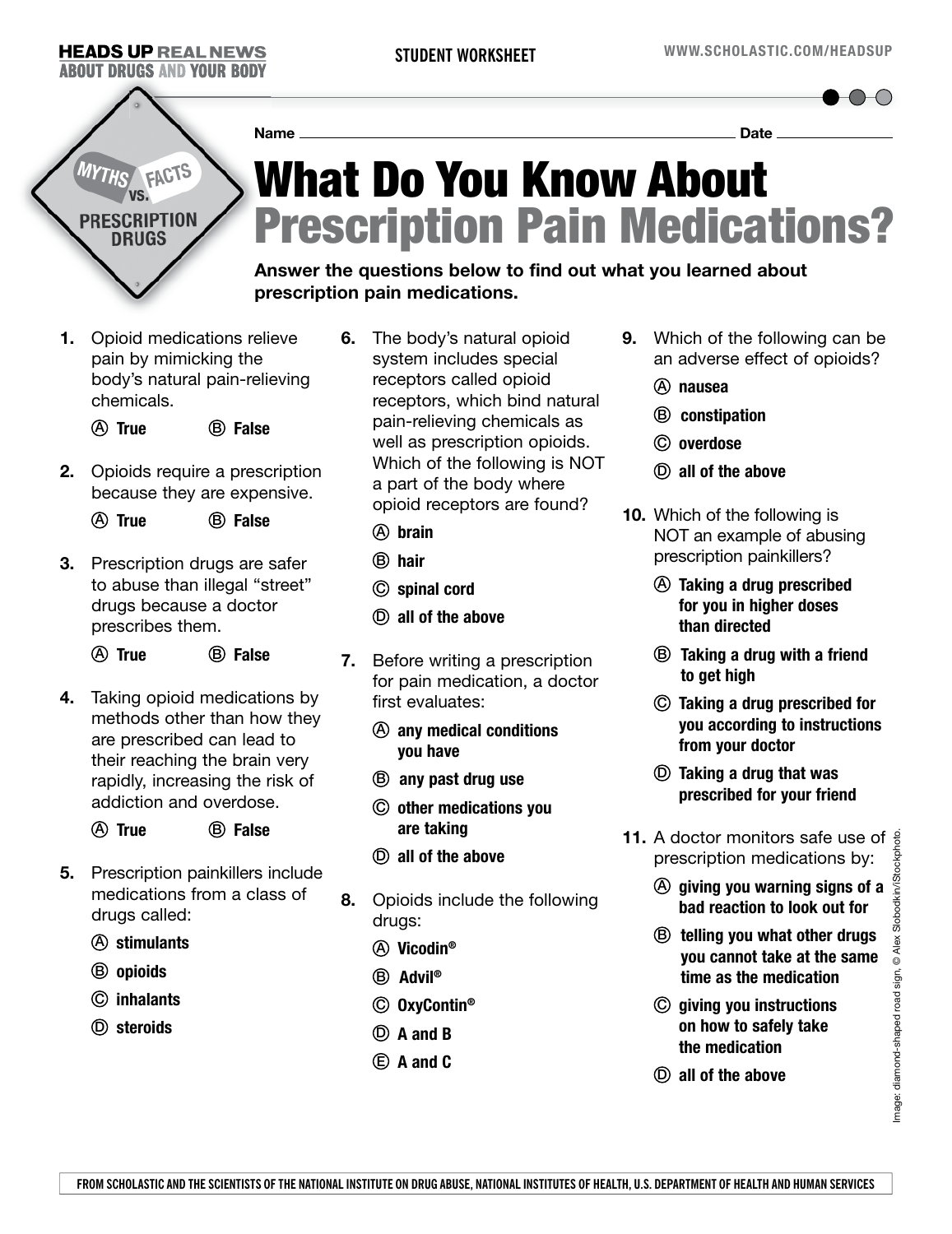HEADS UP REAL NEWS ABOUT DRUGS AND YOUR BODY

STUDENT WORKSHEET

MYTHS VS. FACTS — PRESCRIPTION DRUGS

Name \_\_\_\_\_\_\_\_\_\_\_\_\_\_\_\_\_\_\_\_\_\_\_\_ Date \_\_\_\_\_\_\_\_\_\_\_\_

# What Do You Know About Prescription Pain Medications?

**Answer the questions below to find out what you learned about prescription pain medications.**

1. Opioid medications relieve pain by mimicking the body's natural pain-relieving chemicals.

   Ⓐ **True** Ⓑ **False**

2. Opioids require a prescription because they are expensive.

   Ⓐ **True** Ⓑ **False**

3. Prescription drugs are safer to abuse than illegal "street" drugs because a doctor prescribes them.

   Ⓐ **True** Ⓑ **False**

4. Taking opioid medications by methods other than how they are prescribed can lead to their reaching the brain very rapidly, increasing the risk of addiction and overdose.

   Ⓐ **True** Ⓑ **False**

5. Prescription painkillers include medications from a class of drugs called:

   Ⓐ **stimulants**

   Ⓑ **opioids**

   Ⓒ **inhalants**

   Ⓓ **steroids**

6. The body's natural opioid system includes special receptors called opioid receptors, which bind natural pain-relieving chemicals as well as prescription opioids. Which of the following is NOT a part of the body where opioid receptors are found?

   Ⓐ **brain**

   Ⓑ **hair**

   Ⓒ **spinal cord**

   Ⓓ **all of the above**

7. Before writing a prescription for pain medication, a doctor first evaluates:

   Ⓐ **any medical conditions you have**

   Ⓑ **any past drug use**

   Ⓒ **other medications you are taking**

   Ⓓ **all of the above**

8. Opioids include the following drugs:

   Ⓐ **Vicodin®**

   Ⓑ **Advil®**

   Ⓒ **OxyContin®**

   Ⓓ **A and B**

   Ⓔ **A and C**

9. Which of the following can be an adverse effect of opioids?

   Ⓐ **nausea**

   Ⓑ **constipation**

   Ⓒ **overdose**

   Ⓓ **all of the above**

10. Which of the following is NOT an example of abusing prescription painkillers?

    Ⓐ **Taking a drug prescribed for you in higher doses than directed**

    Ⓑ **Taking a drug with a friend to get high**

    Ⓒ **Taking a drug prescribed for you according to instructions from your doctor**

    Ⓓ **Taking a drug that was prescribed for your friend**

11. A doctor monitors safe use of prescription medications by:

    Ⓐ **giving you warning signs of a bad reaction to look out for**

    Ⓑ **telling you what other drugs you cannot take at the same time as the medication**

    Ⓒ **giving you instructions on how to safely take the medication**

    Ⓓ **all of the above**

Image: diamond-shaped road sign, © Alex Slobodkin/iStockphoto.

FROM SCHOLASTIC AND THE SCIENTISTS OF THE NATIONAL INSTITUTE ON DRUG ABUSE, NATIONAL INSTITUTES OF HEALTH, U.S. DEPARTMENT OF HEALTH AND HUMAN SERVICES